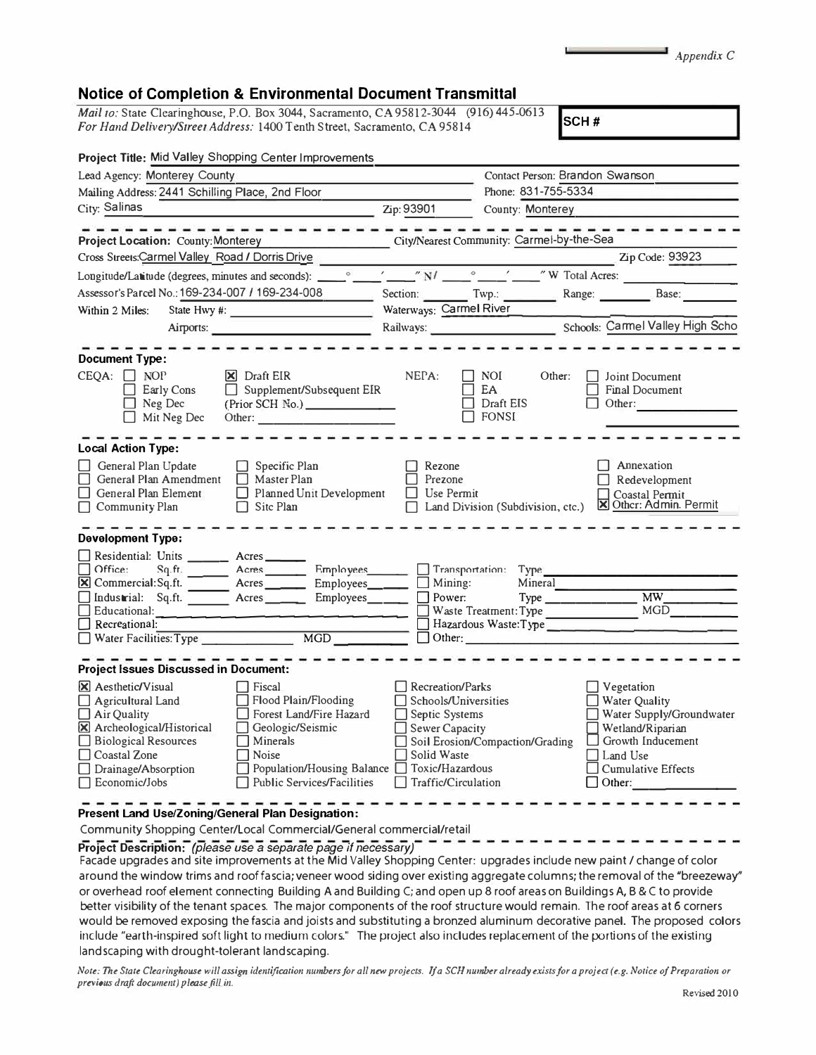*Appendix C*

## Notice of Completion & Environmental Document Transmittal

*Mail to:* State Clearinghouse, P.O. Box 3044, Sacramento, CA 95812-3044 (916) 445-0613
*For Hand Delivery/Street Address:* 1400 Tenth Street, Sacramento, CA 95814

**SCH #**

**Project Title:** Mid Valley Shopping Center Improvements

Lead Agency: Monterey County
Contact Person: Brandon Swanson
Mailing Address: 2441 Schilling Place, 2nd Floor
Phone: 831-755-5334
City: Salinas
Zip: 93901
County: Monterey

---

**Project Location:** County: Monterey
City/Nearest Community: Carmel-by-the-Sea
Cross Streets: Carmel Valley Road / Dorris Drive
Zip Code: 93923
Longitude/Latitude (degrees, minutes and seconds): \_\_\_° \_\_\_′ \_\_\_″ N / \_\_\_° \_\_\_′ \_\_\_″ W Total Acres: \_\_\_
Assessor's Parcel No.: 169-234-007 / 169-234-008
Section: \_\_\_ Twp.: \_\_\_ Range: \_\_\_ Base: \_\_\_
Within 2 Miles: State Hwy #: \_\_\_
Waterways: Carmel River
Airports: \_\_\_
Railways: \_\_\_
Schools: Carmel Valley High Scho

---

**Document Type:**

CEQA: ☐ NOP ☐ Early Cons ☐ Neg Dec ☐ Mit Neg Dec ☒ Draft EIR ☐ Supplement/Subsequent EIR (Prior SCH No.) \_\_\_ Other: \_\_\_

NEPA: ☐ NOI ☐ EA ☐ Draft EIS ☐ FONSI

Other: ☐ Joint Document ☐ Final Document ☐ Other: \_\_\_

---

**Local Action Type:**

☐ General Plan Update
☐ General Plan Amendment
☐ General Plan Element
☐ Community Plan
☐ Specific Plan
☐ Master Plan
☐ Planned Unit Development
☐ Site Plan
☐ Rezone
☐ Prezone
☐ Use Permit
☐ Land Division (Subdivision, etc.)
☐ Annexation
☐ Redevelopment
☐ Coastal Permit
☒ Other: Admin. Permit

---

**Development Type:**

☐ Residential: Units \_\_\_ Acres \_\_\_
☐ Office: Sq.ft. \_\_\_ Acres \_\_\_ Employees \_\_\_
☒ Commercial: Sq.ft. \_\_\_ Acres \_\_\_ Employees \_\_\_
☐ Industrial: Sq.ft. \_\_\_ Acres \_\_\_ Employees \_\_\_
☐ Educational: \_\_\_
☐ Recreational: \_\_\_
☐ Water Facilities: Type \_\_\_ MGD \_\_\_
☐ Transportation: Type \_\_\_
☐ Mining: Mineral \_\_\_
☐ Power: Type \_\_\_ MW \_\_\_
☐ Waste Treatment: Type \_\_\_ MGD \_\_\_
☐ Hazardous Waste: Type \_\_\_
☐ Other: \_\_\_

---

**Project Issues Discussed in Document:**

☒ Aesthetic/Visual
☐ Agricultural Land
☐ Air Quality
☒ Archeological/Historical
☐ Biological Resources
☐ Coastal Zone
☐ Drainage/Absorption
☐ Economic/Jobs
☐ Fiscal
☐ Flood Plain/Flooding
☐ Forest Land/Fire Hazard
☐ Geologic/Seismic
☐ Minerals
☐ Noise
☐ Population/Housing Balance
☐ Public Services/Facilities
☐ Recreation/Parks
☐ Schools/Universities
☐ Septic Systems
☐ Sewer Capacity
☐ Soil Erosion/Compaction/Grading
☐ Solid Waste
☐ Toxic/Hazardous
☐ Traffic/Circulation
☐ Vegetation
☐ Water Quality
☐ Water Supply/Groundwater
☐ Wetland/Riparian
☐ Growth Inducement
☐ Land Use
☐ Cumulative Effects
☐ Other: \_\_\_

---

**Present Land Use/Zoning/General Plan Designation:**

Community Shopping Center/Local Commercial/General commercial/retail

**Project Description:** *(please use a separate page if necessary)*

Facade upgrades and site improvements at the Mid Valley Shopping Center: upgrades include new paint / change of color around the window trims and roof fascia; veneer wood siding over existing aggregate columns; the removal of the "breezeway" or overhead roof element connecting Building A and Building C; and open up 8 roof areas on Buildings A, B & C to provide better visibility of the tenant spaces. The major components of the roof structure would remain. The roof areas at 6 corners would be removed exposing the fascia and joists and substituting a bronzed aluminum decorative panel. The proposed colors include "earth-inspired soft light to medium colors." The project also includes replacement of the portions of the existing landscaping with drought-tolerant landscaping.

*Note: The State Clearinghouse will assign identification numbers for all new projects. If a SCH number already exists for a project (e.g. Notice of Preparation or previous draft document) please fill in.*

Revised 2010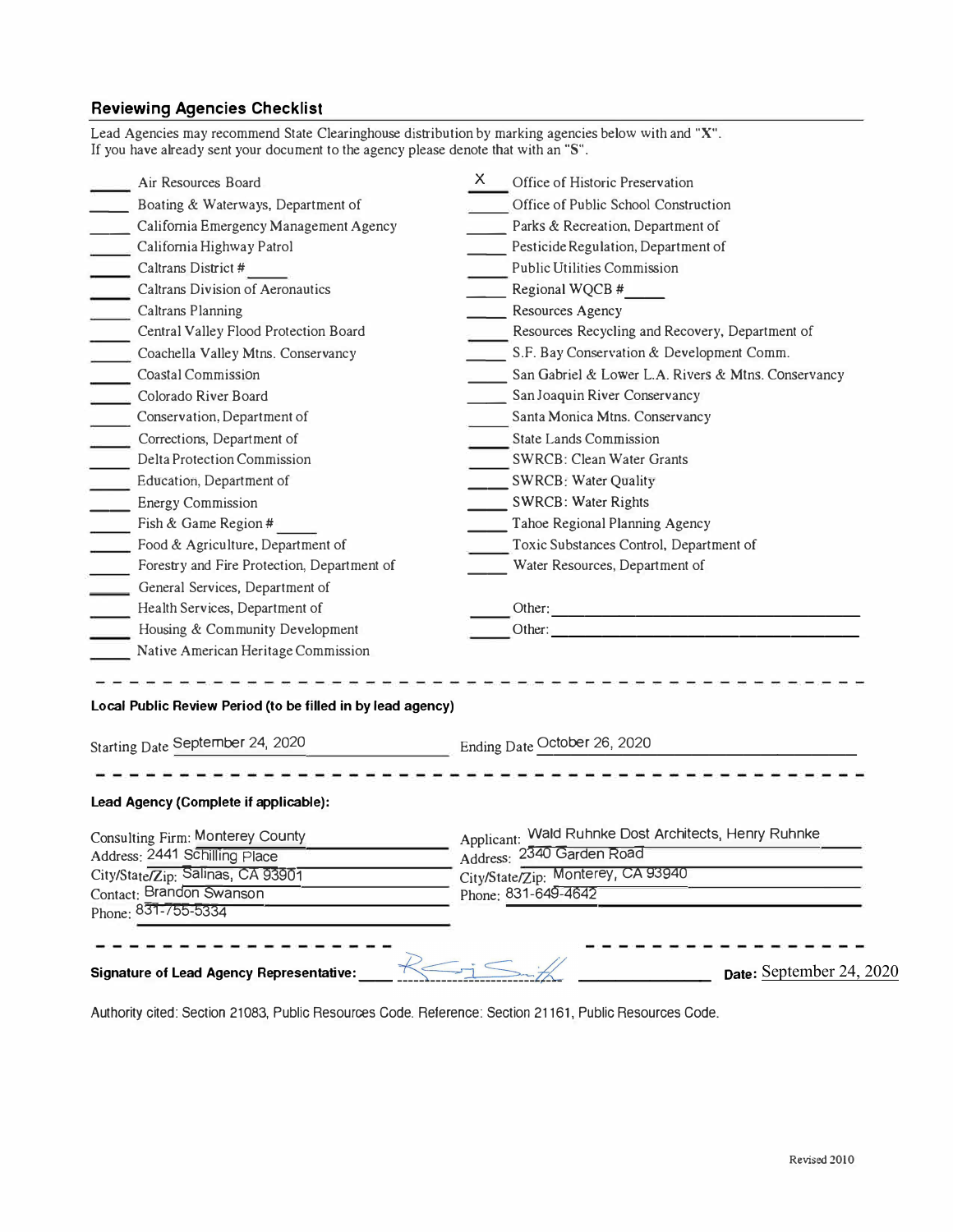## Reviewing Agencies Checklist

Lead Agencies may recommend State Clearinghouse distribution by marking agencies below with and "X".
If you have already sent your document to the agency please denote that with an "S".

| | | | |
|---|---|---|---|
| ____ | Air Resources Board | X | Office of Historic Preservation |
| ____ | Boating & Waterways, Department of | ____ | Office of Public School Construction |
| ____ | California Emergency Management Agency | ____ | Parks & Recreation, Department of |
| ____ | California Highway Patrol | ____ | Pesticide Regulation, Department of |
| ____ | Caltrans District # ____ | ____ | Public Utilities Commission |
| ____ | Caltrans Division of Aeronautics | ____ | Regional WQCB # ____ |
| ____ | Caltrans Planning | ____ | Resources Agency |
| ____ | Central Valley Flood Protection Board | ____ | Resources Recycling and Recovery, Department of |
| ____ | Coachella Valley Mtns. Conservancy | ____ | S.F. Bay Conservation & Development Comm. |
| ____ | Coastal Commission | ____ | San Gabriel & Lower L.A. Rivers & Mtns. Conservancy |
| ____ | Colorado River Board | ____ | San Joaquin River Conservancy |
| ____ | Conservation, Department of | ____ | Santa Monica Mtns. Conservancy |
| ____ | Corrections, Department of | ____ | State Lands Commission |
| ____ | Delta Protection Commission | ____ | SWRCB: Clean Water Grants |
| ____ | Education, Department of | ____ | SWRCB: Water Quality |
| ____ | Energy Commission | ____ | SWRCB: Water Rights |
| ____ | Fish & Game Region # ____ | ____ | Tahoe Regional Planning Agency |
| ____ | Food & Agriculture, Department of | ____ | Toxic Substances Control, Department of |
| ____ | Forestry and Fire Protection, Department of | ____ | Water Resources, Department of |
| ____ | General Services, Department of | | |
| ____ | Health Services, Department of | ____ | Other: ____ |
| ____ | Housing & Community Development | ____ | Other: ____ |
| ____ | Native American Heritage Commission | | |

---

**Local Public Review Period (to be filled in by lead agency)**

Starting Date September 24, 2020

Ending Date October 26, 2020

---

**Lead Agency (Complete if applicable):**

Consulting Firm: Monterey County
Address: 2441 Schilling Place
City/State/Zip: Salinas, CA 93901
Contact: Brandon Swanson
Phone: 831-755-5334

Applicant: Wald Ruhnke Dost Architects, Henry Ruhnke
Address: 2340 Garden Road
City/State/Zip: Monterey, CA 93940
Phone: 831-649-4642

---

**Signature of Lead Agency Representative:** ____ **Date:** September 24, 2020

Authority cited: Section 21083, Public Resources Code. Reference: Section 21161, Public Resources Code.

Revised 2010